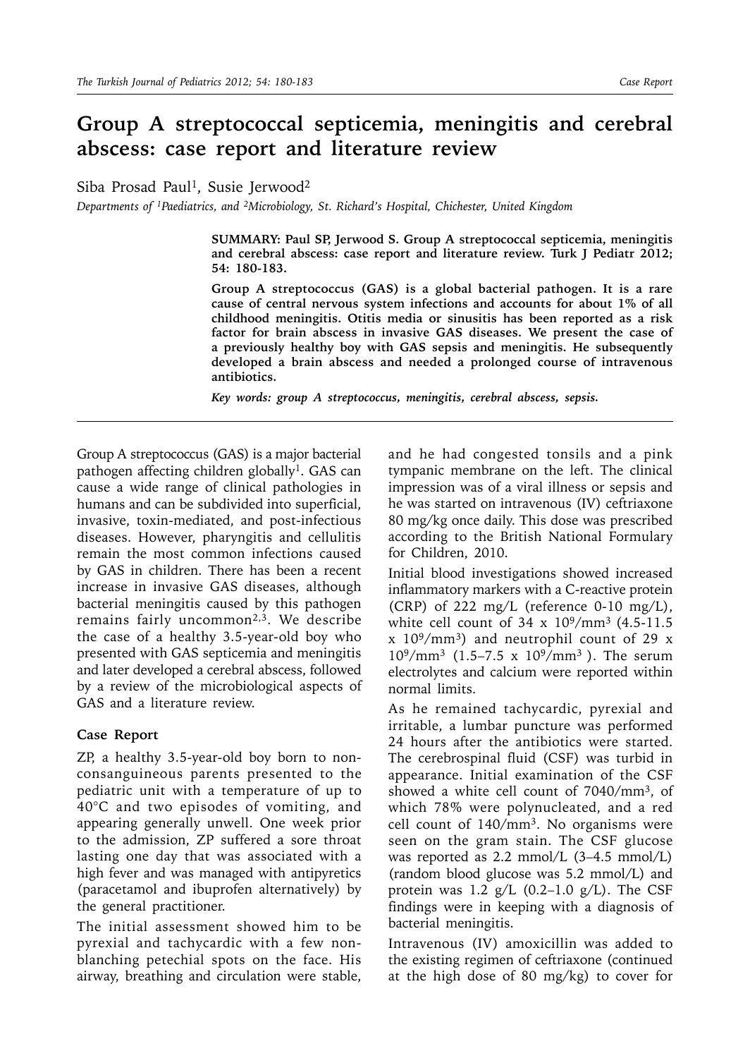# Group A streptococcal septicemia, meningitis and cerebral abscess: case report and literature review

Siba Prosad Paul[1], Susie Jerwood[2]

*Departments of [1]Paediatrics, and [2]Microbiology, St. Richard's Hospital, Chichester, United Kingdom*

**SUMMARY: Paul SP, Jerwood S. Group A streptococcal septicemia, meningitis and cerebral abscess: case report and literature review. Turk J Pediatr 2012; 54: 180-183.**

**Group A streptococcus (GAS) is a global bacterial pathogen. It is a rare cause of central nervous system infections and accounts for about 1% of all childhood meningitis. Otitis media or sinusitis has been reported as a risk factor for brain abscess in invasive GAS diseases. We present the case of a previously healthy boy with GAS sepsis and meningitis. He subsequently developed a brain abscess and needed a prolonged course of intravenous antibiotics.**

***Key words: group A streptococcus, meningitis, cerebral abscess, sepsis.***

---

Group A streptococcus (GAS) is a major bacterial pathogen affecting children globally[1]. GAS can cause a wide range of clinical pathologies in humans and can be subdivided into superficial, invasive, toxin-mediated, and post-infectious diseases. However, pharyngitis and cellulitis remain the most common infections caused by GAS in children. There has been a recent increase in invasive GAS diseases, although bacterial meningitis caused by this pathogen remains fairly uncommon[2,3]. We describe the case of a healthy 3.5-year-old boy who presented with GAS septicemia and meningitis and later developed a cerebral abscess, followed by a review of the microbiological aspects of GAS and a literature review.

## Case Report

ZP, a healthy 3.5-year-old boy born to non-consanguineous parents presented to the pediatric unit with a temperature of up to 40°C and two episodes of vomiting, and appearing generally unwell. One week prior to the admission, ZP suffered a sore throat lasting one day that was associated with a high fever and was managed with antipyretics (paracetamol and ibuprofen alternatively) by the general practitioner.

The initial assessment showed him to be pyrexial and tachycardic with a few non-blanching petechial spots on the face. His airway, breathing and circulation were stable, and he had congested tonsils and a pink tympanic membrane on the left. The clinical impression was of a viral illness or sepsis and he was started on intravenous (IV) ceftriaxone 80 mg/kg once daily. This dose was prescribed according to the British National Formulary for Children, 2010.

Initial blood investigations showed increased inflammatory markers with a C-reactive protein (CRP) of 222 mg/L (reference 0-10 mg/L), white cell count of 34 x $10^9$/mm$^3$ (4.5-11.5 x $10^9$/mm$^3$) and neutrophil count of 29 x $10^9$/mm$^3$ (1.5–7.5 x $10^9$/mm$^3$ ). The serum electrolytes and calcium were reported within normal limits.

As he remained tachycardic, pyrexial and irritable, a lumbar puncture was performed 24 hours after the antibiotics were started. The cerebrospinal fluid (CSF) was turbid in appearance. Initial examination of the CSF showed a white cell count of 7040/mm$^3$, of which 78% were polynucleated, and a red cell count of 140/mm$^3$. No organisms were seen on the gram stain. The CSF glucose was reported as 2.2 mmol/L (3–4.5 mmol/L) (random blood glucose was 5.2 mmol/L) and protein was 1.2 g/L (0.2–1.0 g/L). The CSF findings were in keeping with a diagnosis of bacterial meningitis.

Intravenous (IV) amoxicillin was added to the existing regimen of ceftriaxone (continued at the high dose of 80 mg/kg) to cover for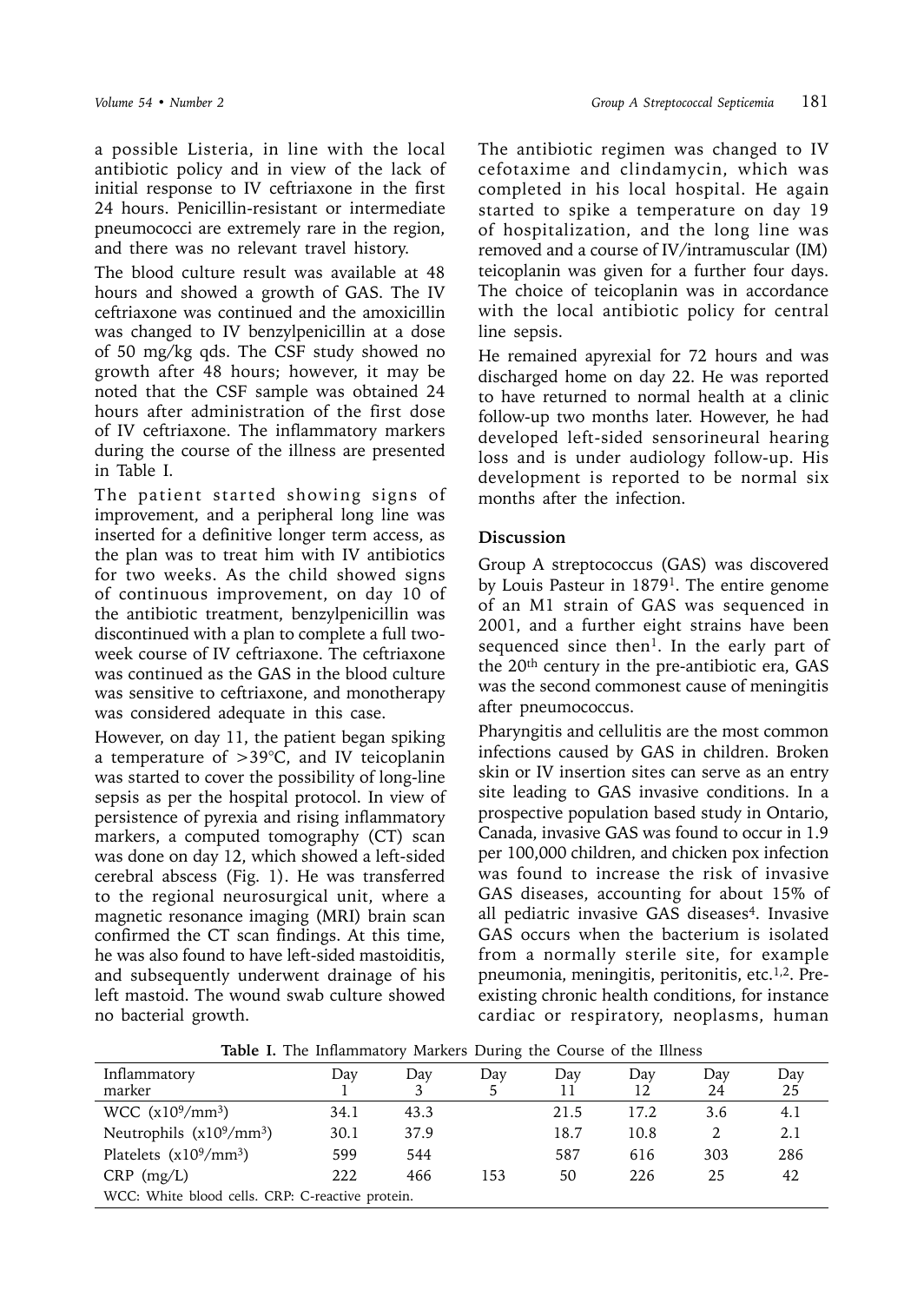a possible Listeria, in line with the local antibiotic policy and in view of the lack of initial response to IV ceftriaxone in the first 24 hours. Penicillin-resistant or intermediate pneumococci are extremely rare in the region, and there was no relevant travel history.

The blood culture result was available at 48 hours and showed a growth of GAS. The IV ceftriaxone was continued and the amoxicillin was changed to IV benzylpenicillin at a dose of 50 mg/kg qds. The CSF study showed no growth after 48 hours; however, it may be noted that the CSF sample was obtained 24 hours after administration of the first dose of IV ceftriaxone. The inflammatory markers during the course of the illness are presented in Table I.

The patient started showing signs of improvement, and a peripheral long line was inserted for a definitive longer term access, as the plan was to treat him with IV antibiotics for two weeks. As the child showed signs of continuous improvement, on day 10 of the antibiotic treatment, benzylpenicillin was discontinued with a plan to complete a full two-week course of IV ceftriaxone. The ceftriaxone was continued as the GAS in the blood culture was sensitive to ceftriaxone, and monotherapy was considered adequate in this case.

However, on day 11, the patient began spiking a temperature of >39°C, and IV teicoplanin was started to cover the possibility of long-line sepsis as per the hospital protocol. In view of persistence of pyrexia and rising inflammatory markers, a computed tomography (CT) scan was done on day 12, which showed a left-sided cerebral abscess (Fig. 1). He was transferred to the regional neurosurgical unit, where a magnetic resonance imaging (MRI) brain scan confirmed the CT scan findings. At this time, he was also found to have left-sided mastoiditis, and subsequently underwent drainage of his left mastoid. The wound swab culture showed no bacterial growth.

The antibiotic regimen was changed to IV cefotaxime and clindamycin, which was completed in his local hospital. He again started to spike a temperature on day 19 of hospitalization, and the long line was removed and a course of IV/intramuscular (IM) teicoplanin was given for a further four days. The choice of teicoplanin was in accordance with the local antibiotic policy for central line sepsis.

He remained apyrexial for 72 hours and was discharged home on day 22. He was reported to have returned to normal health at a clinic follow-up two months later. However, he had developed left-sided sensorineural hearing loss and is under audiology follow-up. His development is reported to be normal six months after the infection.

## Discussion

Group A streptococcus (GAS) was discovered by Louis Pasteur in 1879[1]. The entire genome of an M1 strain of GAS was sequenced in 2001, and a further eight strains have been sequenced since then[1]. In the early part of the 20th century in the pre-antibiotic era, GAS was the second commonest cause of meningitis after pneumococcus.

Pharyngitis and cellulitis are the most common infections caused by GAS in children. Broken skin or IV insertion sites can serve as an entry site leading to GAS invasive conditions. In a prospective population based study in Ontario, Canada, invasive GAS was found to occur in 1.9 per 100,000 children, and chicken pox infection was found to increase the risk of invasive GAS diseases, accounting for about 15% of all pediatric invasive GAS diseases[4]. Invasive GAS occurs when the bacterium is isolated from a normally sterile site, for example pneumonia, meningitis, peritonitis, etc.[1,2]. Pre-existing chronic health conditions, for instance cardiac or respiratory, neoplasms, human

**Table I.** The Inflammatory Markers During the Course of the Illness

| Inflammatory marker | Day 1 | Day 3 | Day 5 | Day 11 | Day 12 | Day 24 | Day 25 |
|---|---|---|---|---|---|---|---|
| WCC ($x10^9/mm^3$) | 34.1 | 43.3 | | 21.5 | 17.2 | 3.6 | 4.1 |
| Neutrophils ($x10^9/mm^3$) | 30.1 | 37.9 | | 18.7 | 10.8 | 2 | 2.1 |
| Platelets ($x10^9/mm^3$) | 599 | 544 | | 587 | 616 | 303 | 286 |
| CRP (mg/L) | 222 | 466 | 153 | 50 | 226 | 25 | 42 |

WCC: White blood cells. CRP: C-reactive protein.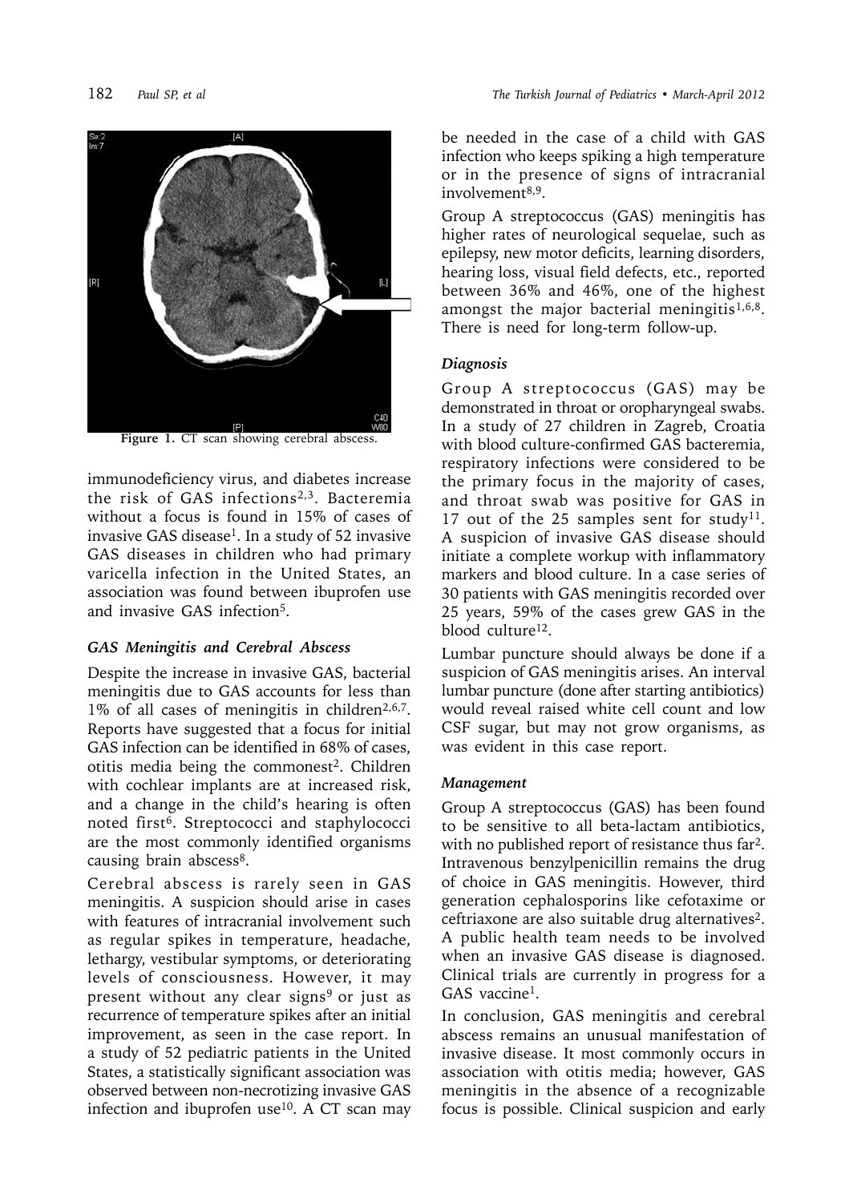Figure 1. CT scan showing cerebral abscess.

immunodeficiency virus, and diabetes increase the risk of GAS infections[2,3]. Bacteremia without a focus is found in 15% of cases of invasive GAS disease[1]. In a study of 52 invasive GAS diseases in children who had primary varicella infection in the United States, an association was found between ibuprofen use and invasive GAS infection[5].

### *GAS Meningitis and Cerebral Abscess*

Despite the increase in invasive GAS, bacterial meningitis due to GAS accounts for less than 1% of all cases of meningitis in children[2,6,7]. Reports have suggested that a focus for initial GAS infection can be identified in 68% of cases, otitis media being the commonest[2]. Children with cochlear implants are at increased risk, and a change in the child's hearing is often noted first[6]. Streptococci and staphylococci are the most commonly identified organisms causing brain abscess[8].

Cerebral abscess is rarely seen in GAS meningitis. A suspicion should arise in cases with features of intracranial involvement such as regular spikes in temperature, headache, lethargy, vestibular symptoms, or deteriorating levels of consciousness. However, it may present without any clear signs[9] or just as recurrence of temperature spikes after an initial improvement, as seen in the case report. In a study of 52 pediatric patients in the United States, a statistically significant association was observed between non-necrotizing invasive GAS infection and ibuprofen use[10]. A CT scan may be needed in the case of a child with GAS infection who keeps spiking a high temperature or in the presence of signs of intracranial involvement[8,9].

Group A streptococcus (GAS) meningitis has higher rates of neurological sequelae, such as epilepsy, new motor deficits, learning disorders, hearing loss, visual field defects, etc., reported between 36% and 46%, one of the highest amongst the major bacterial meningitis[1,6,8]. There is need for long-term follow-up.

### *Diagnosis*

Group A streptococcus (GAS) may be demonstrated in throat or oropharyngeal swabs. In a study of 27 children in Zagreb, Croatia with blood culture-confirmed GAS bacteremia, respiratory infections were considered to be the primary focus in the majority of cases, and throat swab was positive for GAS in 17 out of the 25 samples sent for study[11]. A suspicion of invasive GAS disease should initiate a complete workup with inflammatory markers and blood culture. In a case series of 30 patients with GAS meningitis recorded over 25 years, 59% of the cases grew GAS in the blood culture[12].

Lumbar puncture should always be done if a suspicion of GAS meningitis arises. An interval lumbar puncture (done after starting antibiotics) would reveal raised white cell count and low CSF sugar, but may not grow organisms, as was evident in this case report.

### *Management*

Group A streptococcus (GAS) has been found to be sensitive to all beta-lactam antibiotics, with no published report of resistance thus far[2]. Intravenous benzylpenicillin remains the drug of choice in GAS meningitis. However, third generation cephalosporins like cefotaxime or ceftriaxone are also suitable drug alternatives[2]. A public health team needs to be involved when an invasive GAS disease is diagnosed. Clinical trials are currently in progress for a GAS vaccine[1].

In conclusion, GAS meningitis and cerebral abscess remains an unusual manifestation of invasive disease. It most commonly occurs in association with otitis media; however, GAS meningitis in the absence of a recognizable focus is possible. Clinical suspicion and early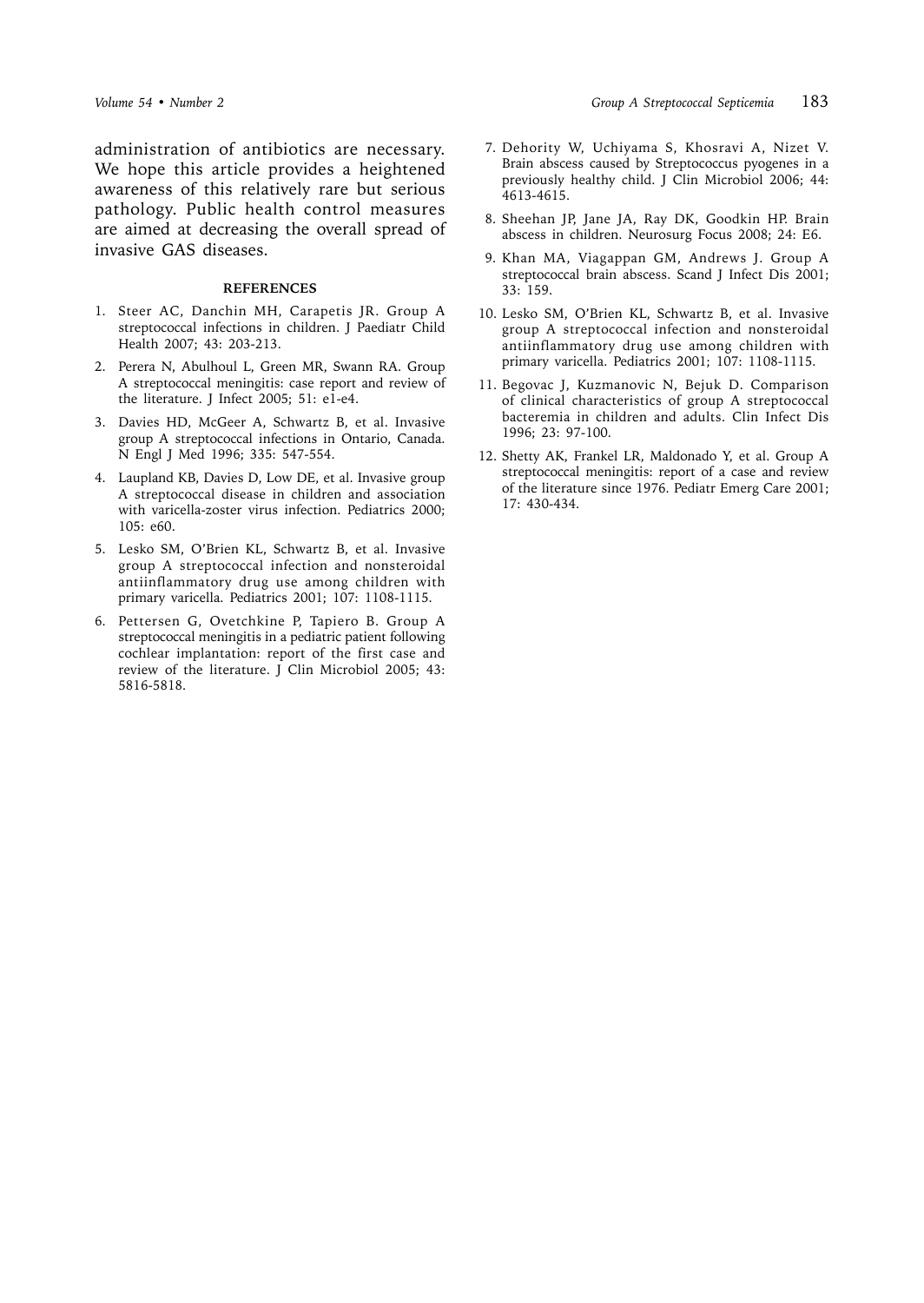administration of antibiotics are necessary. We hope this article provides a heightened awareness of this relatively rare but serious pathology. Public health control measures are aimed at decreasing the overall spread of invasive GAS diseases.

## REFERENCES

1. Steer AC, Danchin MH, Carapetis JR. Group A streptococcal infections in children. J Paediatr Child Health 2007; 43: 203-213.
2. Perera N, Abulhoul L, Green MR, Swann RA. Group A streptococcal meningitis: case report and review of the literature. J Infect 2005; 51: e1-e4.
3. Davies HD, McGeer A, Schwartz B, et al. Invasive group A streptococcal infections in Ontario, Canada. N Engl J Med 1996; 335: 547-554.
4. Laupland KB, Davies D, Low DE, et al. Invasive group A streptococcal disease in children and association with varicella-zoster virus infection. Pediatrics 2000; 105: e60.
5. Lesko SM, O'Brien KL, Schwartz B, et al. Invasive group A streptococcal infection and nonsteroidal antiinflammatory drug use among children with primary varicella. Pediatrics 2001; 107: 1108-1115.
6. Pettersen G, Ovetchkine P, Tapiero B. Group A streptococcal meningitis in a pediatric patient following cochlear implantation: report of the first case and review of the literature. J Clin Microbiol 2005; 43: 5816-5818.
7. Dehority W, Uchiyama S, Khosravi A, Nizet V. Brain abscess caused by Streptococcus pyogenes in a previously healthy child. J Clin Microbiol 2006; 44: 4613-4615.
8. Sheehan JP, Jane JA, Ray DK, Goodkin HP. Brain abscess in children. Neurosurg Focus 2008; 24: E6.
9. Khan MA, Viagappan GM, Andrews J. Group A streptococcal brain abscess. Scand J Infect Dis 2001; 33: 159.
10. Lesko SM, O'Brien KL, Schwartz B, et al. Invasive group A streptococcal infection and nonsteroidal antiinflammatory drug use among children with primary varicella. Pediatrics 2001; 107: 1108-1115.
11. Begovac J, Kuzmanovic N, Bejuk D. Comparison of clinical characteristics of group A streptococcal bacteremia in children and adults. Clin Infect Dis 1996; 23: 97-100.
12. Shetty AK, Frankel LR, Maldonado Y, et al. Group A streptococcal meningitis: report of a case and review of the literature since 1976. Pediatr Emerg Care 2001; 17: 430-434.